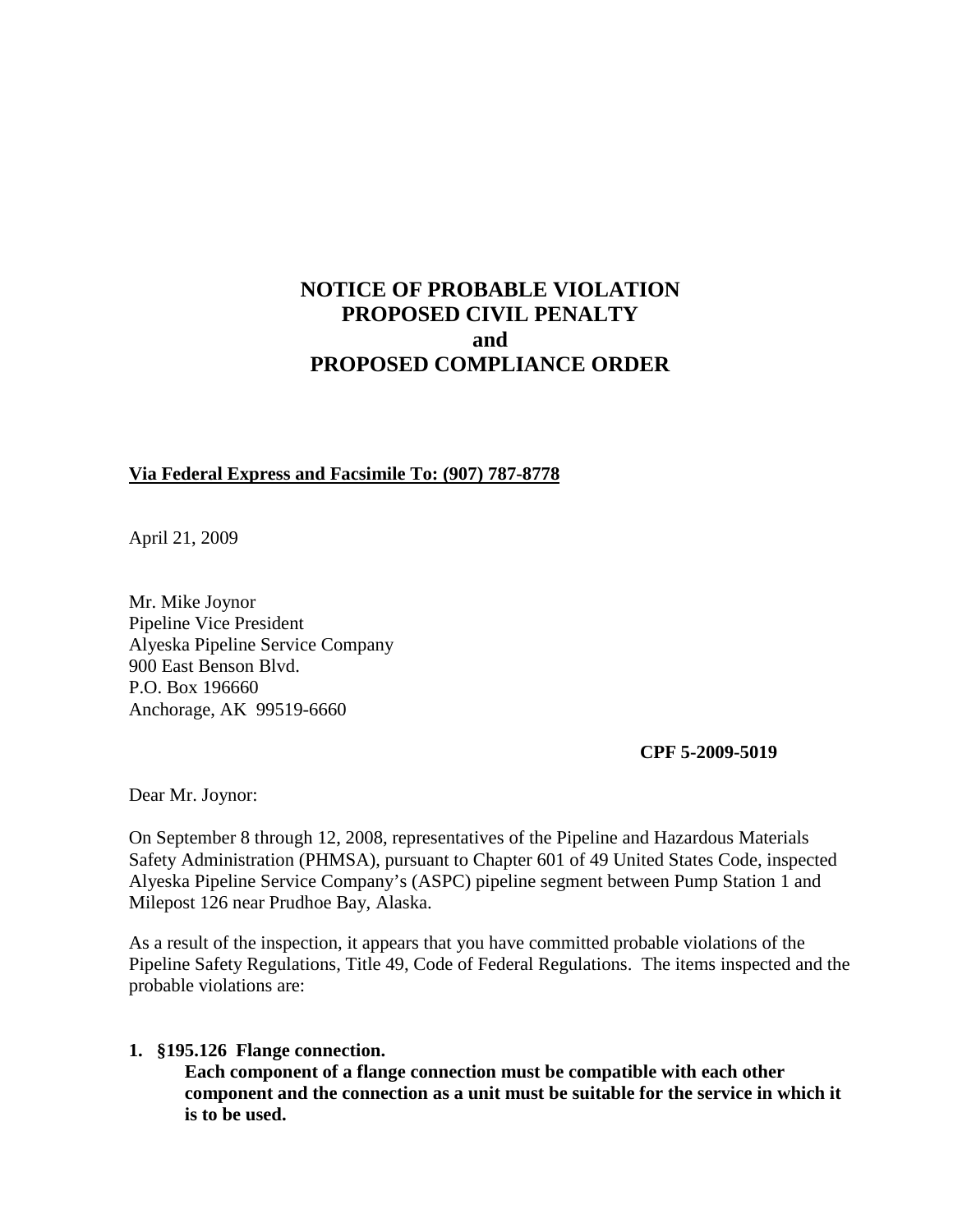# NOTICE OF PROBABLE VIOLATION
# PROPOSED CIVIL PENALTY
# and
# PROPOSED COMPLIANCE ORDER

**Via Federal Express and Facsimile To: (907) 787-8778**

April 21, 2009

Mr. Mike Joynor
Pipeline Vice President
Alyeska Pipeline Service Company
900 East Benson Blvd.
P.O. Box 196660
Anchorage, AK 99519-6660

**CPF 5-2009-5019**

Dear Mr. Joynor:

On September 8 through 12, 2008, representatives of the Pipeline and Hazardous Materials Safety Administration (PHMSA), pursuant to Chapter 601 of 49 United States Code, inspected Alyeska Pipeline Service Company's (ASPC) pipeline segment between Pump Station 1 and Milepost 126 near Prudhoe Bay, Alaska.

As a result of the inspection, it appears that you have committed probable violations of the Pipeline Safety Regulations, Title 49, Code of Federal Regulations. The items inspected and the probable violations are:

1. **§195.126 Flange connection.**
   **Each component of a flange connection must be compatible with each other component and the connection as a unit must be suitable for the service in which it is to be used.**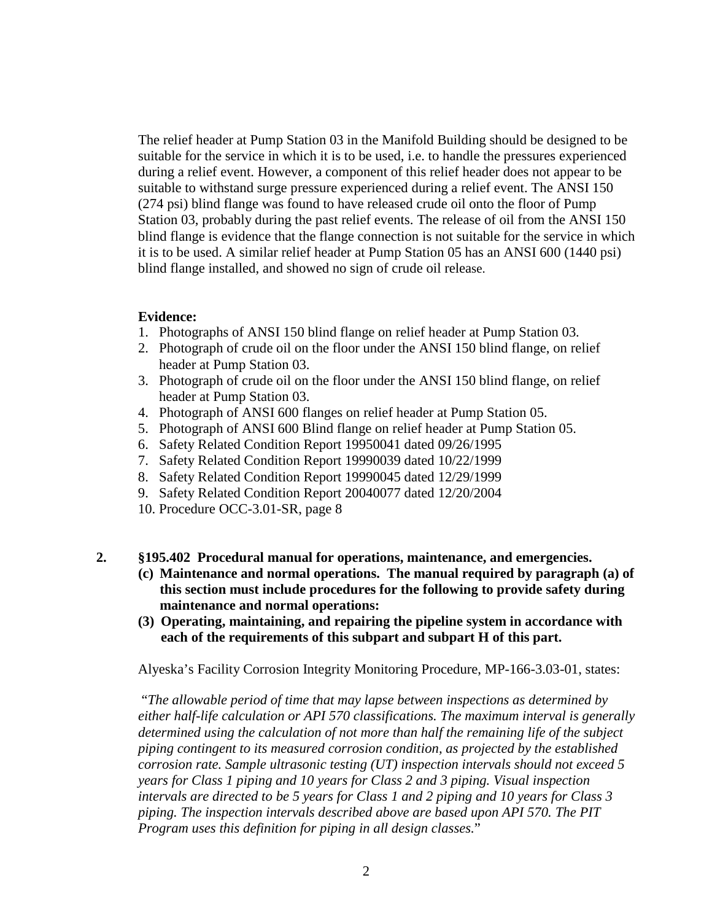The relief header at Pump Station 03 in the Manifold Building should be designed to be suitable for the service in which it is to be used, i.e. to handle the pressures experienced during a relief event. However, a component of this relief header does not appear to be suitable to withstand surge pressure experienced during a relief event. The ANSI 150 (274 psi) blind flange was found to have released crude oil onto the floor of Pump Station 03, probably during the past relief events. The release of oil from the ANSI 150 blind flange is evidence that the flange connection is not suitable for the service in which it is to be used. A similar relief header at Pump Station 05 has an ANSI 600 (1440 psi) blind flange installed, and showed no sign of crude oil release.

**Evidence:**

1. Photographs of ANSI 150 blind flange on relief header at Pump Station 03.
2. Photograph of crude oil on the floor under the ANSI 150 blind flange, on relief header at Pump Station 03.
3. Photograph of crude oil on the floor under the ANSI 150 blind flange, on relief header at Pump Station 03.
4. Photograph of ANSI 600 flanges on relief header at Pump Station 05.
5. Photograph of ANSI 600 Blind flange on relief header at Pump Station 05.
6. Safety Related Condition Report 19950041 dated 09/26/1995
7. Safety Related Condition Report 19990039 dated 10/22/1999
8. Safety Related Condition Report 19990045 dated 12/29/1999
9. Safety Related Condition Report 20040077 dated 12/20/2004
10. Procedure OCC-3.01-SR, page 8

**2. §195.402 Procedural manual for operations, maintenance, and emergencies.**

**(c) Maintenance and normal operations. The manual required by paragraph (a) of this section must include procedures for the following to provide safety during maintenance and normal operations:**

**(3) Operating, maintaining, and repairing the pipeline system in accordance with each of the requirements of this subpart and subpart H of this part.**

Alyeska's Facility Corrosion Integrity Monitoring Procedure, MP-166-3.03-01, states:

"*The allowable period of time that may lapse between inspections as determined by either half-life calculation or API 570 classifications. The maximum interval is generally determined using the calculation of not more than half the remaining life of the subject piping contingent to its measured corrosion condition, as projected by the established corrosion rate. Sample ultrasonic testing (UT) inspection intervals should not exceed 5 years for Class 1 piping and 10 years for Class 2 and 3 piping. Visual inspection intervals are directed to be 5 years for Class 1 and 2 piping and 10 years for Class 3 piping. The inspection intervals described above are based upon API 570. The PIT Program uses this definition for piping in all design classes.*"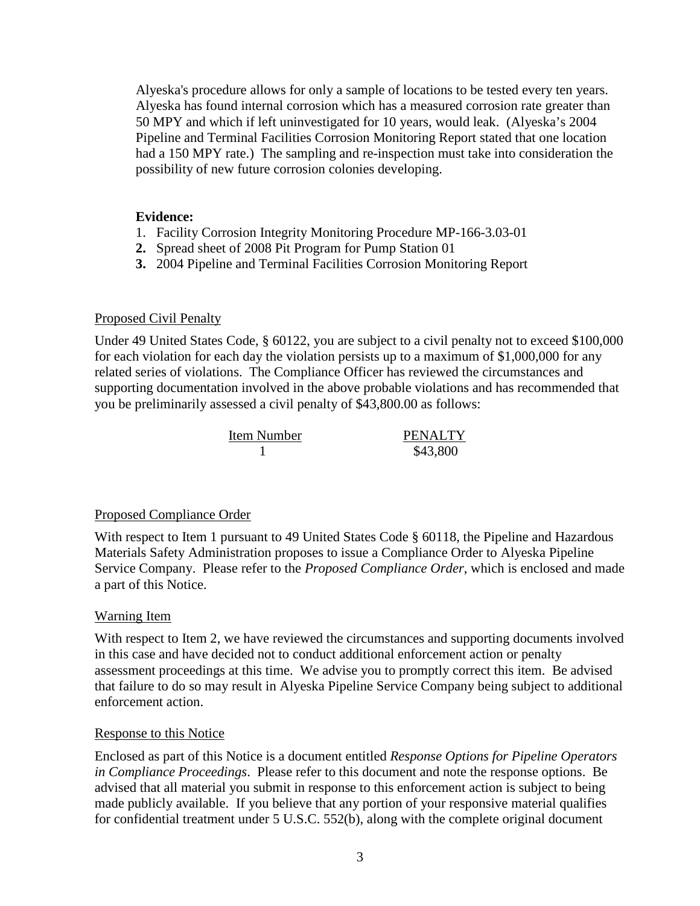Alyeska's procedure allows for only a sample of locations to be tested every ten years. Alyeska has found internal corrosion which has a measured corrosion rate greater than 50 MPY and which if left uninvestigated for 10 years, would leak. (Alyeska's 2004 Pipeline and Terminal Facilities Corrosion Monitoring Report stated that one location had a 150 MPY rate.) The sampling and re-inspection must take into consideration the possibility of new future corrosion colonies developing.

**Evidence:**

1. Facility Corrosion Integrity Monitoring Procedure MP-166-3.03-01
2. Spread sheet of 2008 Pit Program for Pump Station 01
3. 2004 Pipeline and Terminal Facilities Corrosion Monitoring Report

Proposed Civil Penalty

Under 49 United States Code, § 60122, you are subject to a civil penalty not to exceed $100,000 for each violation for each day the violation persists up to a maximum of $1,000,000 for any related series of violations. The Compliance Officer has reviewed the circumstances and supporting documentation involved in the above probable violations and has recommended that you be preliminarily assessed a civil penalty of $43,800.00 as follows:

| Item Number | PENALTY |
|---|---|
| 1 | $43,800 |

Proposed Compliance Order

With respect to Item 1 pursuant to 49 United States Code § 60118, the Pipeline and Hazardous Materials Safety Administration proposes to issue a Compliance Order to Alyeska Pipeline Service Company. Please refer to the *Proposed Compliance Order*, which is enclosed and made a part of this Notice.

Warning Item

With respect to Item 2, we have reviewed the circumstances and supporting documents involved in this case and have decided not to conduct additional enforcement action or penalty assessment proceedings at this time. We advise you to promptly correct this item. Be advised that failure to do so may result in Alyeska Pipeline Service Company being subject to additional enforcement action.

Response to this Notice

Enclosed as part of this Notice is a document entitled *Response Options for Pipeline Operators in Compliance Proceedings*. Please refer to this document and note the response options. Be advised that all material you submit in response to this enforcement action is subject to being made publicly available. If you believe that any portion of your responsive material qualifies for confidential treatment under 5 U.S.C. 552(b), along with the complete original document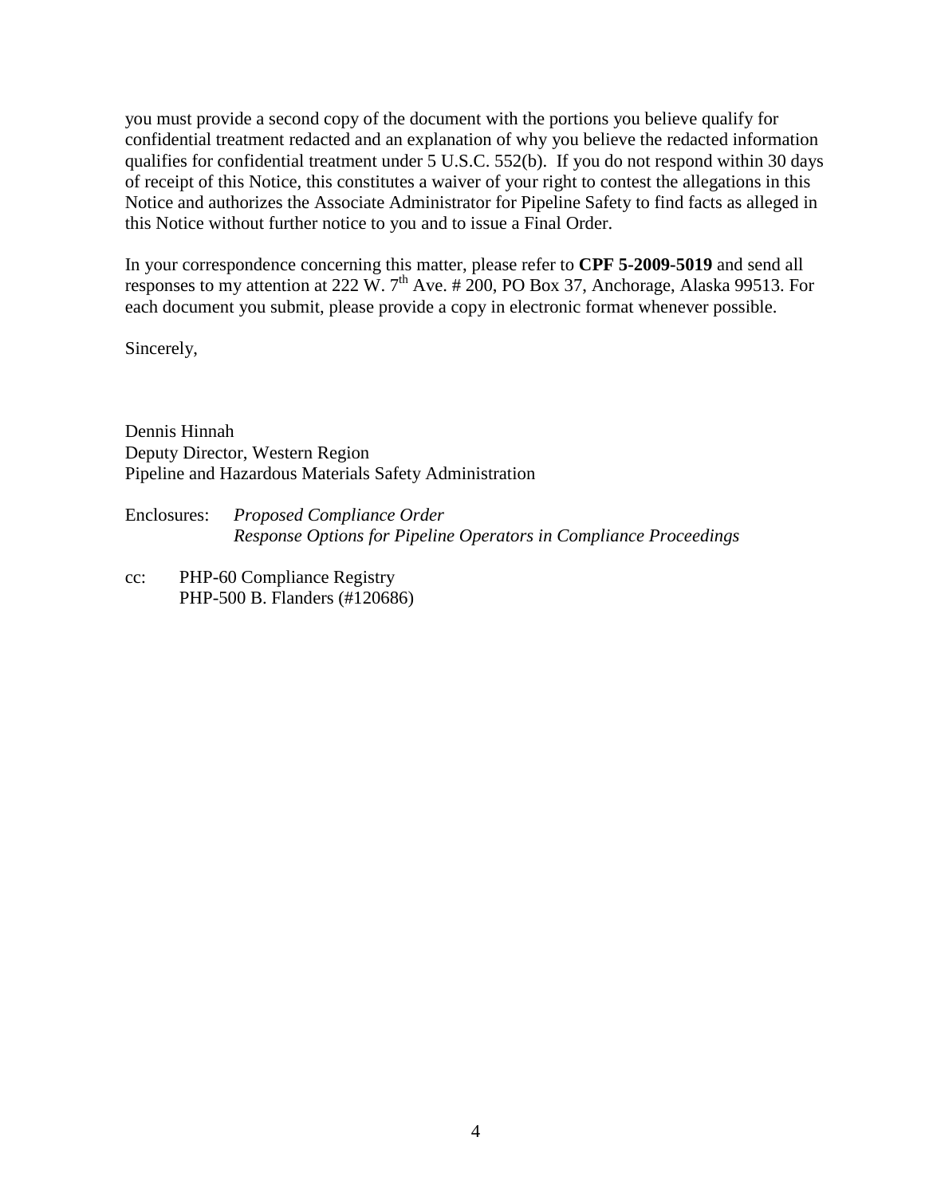you must provide a second copy of the document with the portions you believe qualify for confidential treatment redacted and an explanation of why you believe the redacted information qualifies for confidential treatment under 5 U.S.C. 552(b). If you do not respond within 30 days of receipt of this Notice, this constitutes a waiver of your right to contest the allegations in this Notice and authorizes the Associate Administrator for Pipeline Safety to find facts as alleged in this Notice without further notice to you and to issue a Final Order.

In your correspondence concerning this matter, please refer to **CPF 5-2009-5019** and send all responses to my attention at 222 W. 7th Ave. # 200, PO Box 37, Anchorage, Alaska 99513. For each document you submit, please provide a copy in electronic format whenever possible.

Sincerely,

Dennis Hinnah
Deputy Director, Western Region
Pipeline and Hazardous Materials Safety Administration

Enclosures: *Proposed Compliance Order*
*Response Options for Pipeline Operators in Compliance Proceedings*

cc: PHP-60 Compliance Registry
PHP-500 B. Flanders (#120686)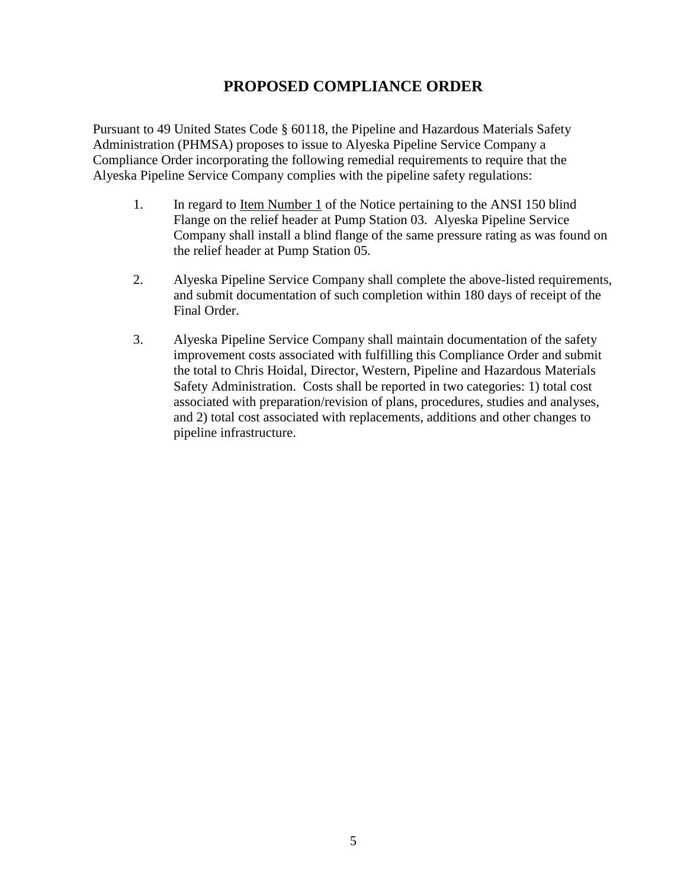# PROPOSED COMPLIANCE ORDER

Pursuant to 49 United States Code § 60118, the Pipeline and Hazardous Materials Safety Administration (PHMSA) proposes to issue to Alyeska Pipeline Service Company a Compliance Order incorporating the following remedial requirements to require that the Alyeska Pipeline Service Company complies with the pipeline safety regulations:

1. In regard to Item Number 1 of the Notice pertaining to the ANSI 150 blind Flange on the relief header at Pump Station 03. Alyeska Pipeline Service Company shall install a blind flange of the same pressure rating as was found on the relief header at Pump Station 05.

2. Alyeska Pipeline Service Company shall complete the above-listed requirements, and submit documentation of such completion within 180 days of receipt of the Final Order.

3. Alyeska Pipeline Service Company shall maintain documentation of the safety improvement costs associated with fulfilling this Compliance Order and submit the total to Chris Hoidal, Director, Western, Pipeline and Hazardous Materials Safety Administration. Costs shall be reported in two categories: 1) total cost associated with preparation/revision of plans, procedures, studies and analyses, and 2) total cost associated with replacements, additions and other changes to pipeline infrastructure.